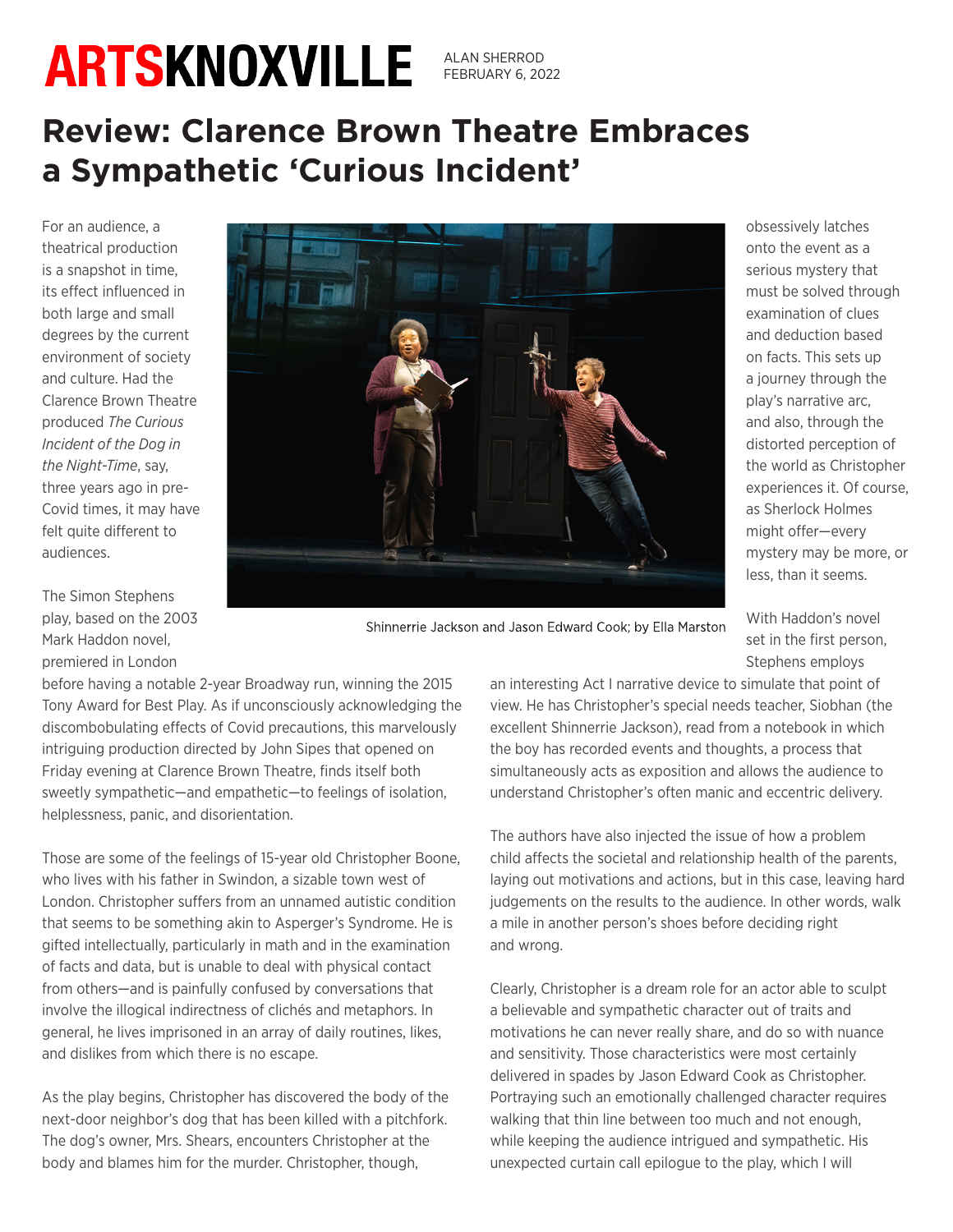# ARTSKNOXVILLE

ALAN SHERROD
FEBRUARY 6, 2022

## Review: Clarence Brown Theatre Embraces a Sympathetic 'Curious Incident'

For an audience, a theatrical production is a snapshot in time, its effect influenced in both large and small degrees by the current environment of society and culture. Had the Clarence Brown Theatre produced *The Curious Incident of the Dog in the Night-Time*, say, three years ago in pre-Covid times, it may have felt quite different to audiences.

The Simon Stephens play, based on the 2003 Mark Haddon novel, premiered in London before having a notable 2-year Broadway run, winning the 2015 Tony Award for Best Play. As if unconsciously acknowledging the discombobulating effects of Covid precautions, this marvelously intriguing production directed by John Sipes that opened on Friday evening at Clarence Brown Theatre, finds itself both sweetly sympathetic—and empathetic—to feelings of isolation, helplessness, panic, and disorientation.

Shinnerrie Jackson and Jason Edward Cook; by Ella Marston

Those are some of the feelings of 15-year old Christopher Boone, who lives with his father in Swindon, a sizable town west of London. Christopher suffers from an unnamed autistic condition that seems to be something akin to Asperger's Syndrome. He is gifted intellectually, particularly in math and in the examination of facts and data, but is unable to deal with physical contact from others—and is painfully confused by conversations that involve the illogical indirectness of clichés and metaphors. In general, he lives imprisoned in an array of daily routines, likes, and dislikes from which there is no escape.

As the play begins, Christopher has discovered the body of the next-door neighbor's dog that has been killed with a pitchfork. The dog's owner, Mrs. Shears, encounters Christopher at the body and blames him for the murder. Christopher, though, obsessively latches onto the event as a serious mystery that must be solved through examination of clues and deduction based on facts. This sets up a journey through the play's narrative arc, and also, through the distorted perception of the world as Christopher experiences it. Of course, as Sherlock Holmes might offer—every mystery may be more, or less, than it seems.

With Haddon's novel set in the first person, Stephens employs an interesting Act I narrative device to simulate that point of view. He has Christopher's special needs teacher, Siobhan (the excellent Shinnerrie Jackson), read from a notebook in which the boy has recorded events and thoughts, a process that simultaneously acts as exposition and allows the audience to understand Christopher's often manic and eccentric delivery.

The authors have also injected the issue of how a problem child affects the societal and relationship health of the parents, laying out motivations and actions, but in this case, leaving hard judgements on the results to the audience. In other words, walk a mile in another person's shoes before deciding right and wrong.

Clearly, Christopher is a dream role for an actor able to sculpt a believable and sympathetic character out of traits and motivations he can never really share, and do so with nuance and sensitivity. Those characteristics were most certainly delivered in spades by Jason Edward Cook as Christopher. Portraying such an emotionally challenged character requires walking that thin line between too much and not enough, while keeping the audience intrigued and sympathetic. His unexpected curtain call epilogue to the play, which I will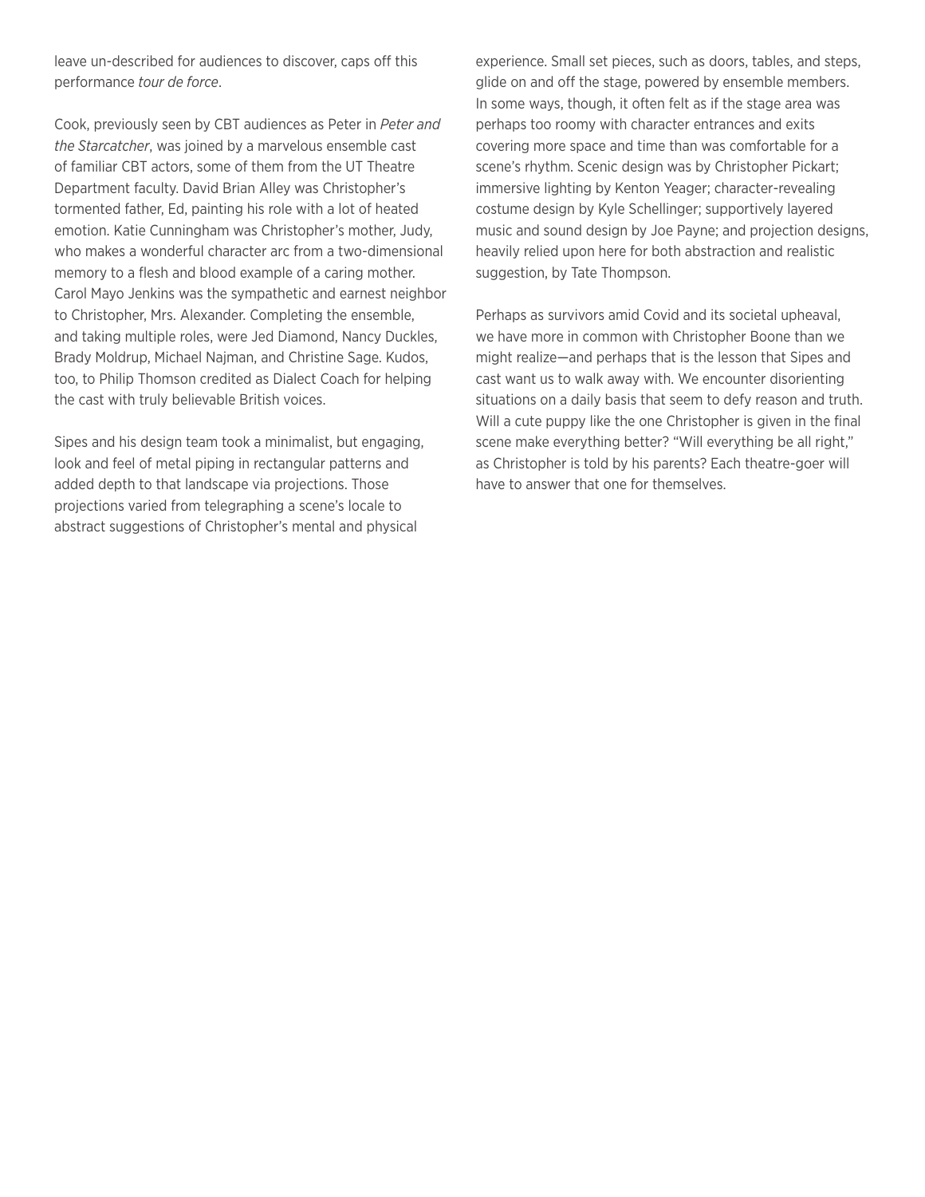leave un-described for audiences to discover, caps off this performance *tour de force*.

Cook, previously seen by CBT audiences as Peter in *Peter and the Starcatcher*, was joined by a marvelous ensemble cast of familiar CBT actors, some of them from the UT Theatre Department faculty. David Brian Alley was Christopher's tormented father, Ed, painting his role with a lot of heated emotion. Katie Cunningham was Christopher's mother, Judy, who makes a wonderful character arc from a two-dimensional memory to a flesh and blood example of a caring mother. Carol Mayo Jenkins was the sympathetic and earnest neighbor to Christopher, Mrs. Alexander. Completing the ensemble, and taking multiple roles, were Jed Diamond, Nancy Duckles, Brady Moldrup, Michael Najman, and Christine Sage. Kudos, too, to Philip Thomson credited as Dialect Coach for helping the cast with truly believable British voices.

Sipes and his design team took a minimalist, but engaging, look and feel of metal piping in rectangular patterns and added depth to that landscape via projections. Those projections varied from telegraphing a scene's locale to abstract suggestions of Christopher's mental and physical experience. Small set pieces, such as doors, tables, and steps, glide on and off the stage, powered by ensemble members. In some ways, though, it often felt as if the stage area was perhaps too roomy with character entrances and exits covering more space and time than was comfortable for a scene's rhythm. Scenic design was by Christopher Pickart; immersive lighting by Kenton Yeager; character-revealing costume design by Kyle Schellinger; supportively layered music and sound design by Joe Payne; and projection designs, heavily relied upon here for both abstraction and realistic suggestion, by Tate Thompson.

Perhaps as survivors amid Covid and its societal upheaval, we have more in common with Christopher Boone than we might realize—and perhaps that is the lesson that Sipes and cast want us to walk away with. We encounter disorienting situations on a daily basis that seem to defy reason and truth. Will a cute puppy like the one Christopher is given in the final scene make everything better? "Will everything be all right," as Christopher is told by his parents? Each theatre-goer will have to answer that one for themselves.